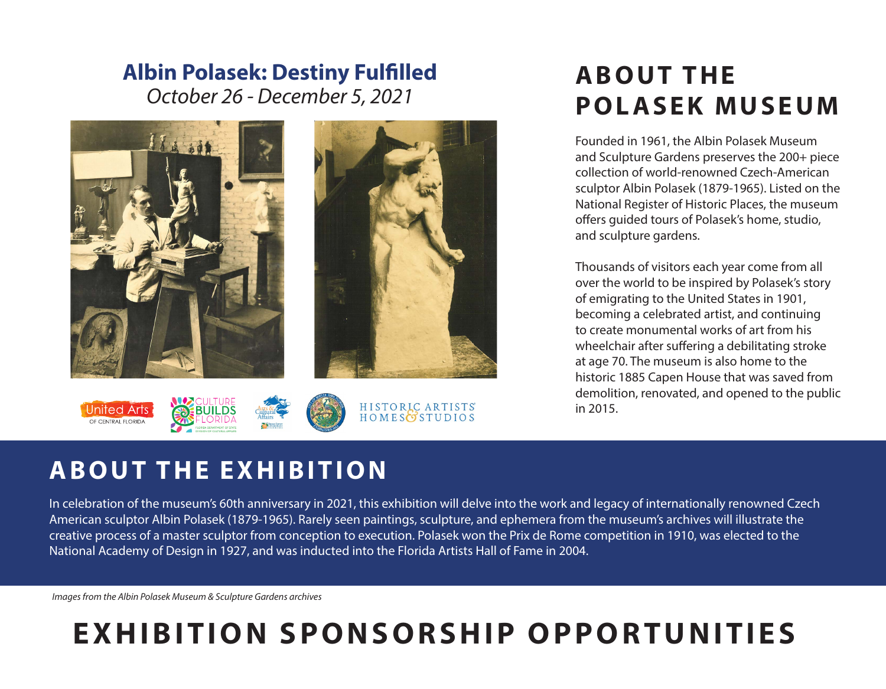# Albin Polasek: Destiny Fulfilled

*October 26 - December 5, 2021*

United Arts OF CENTRAL FLORIDA

CULTURE BUILDS FLORIDA

HISTORIC ARTISTS' HOMES & STUDIOS

## ABOUT THE POLASEK MUSEUM

Founded in 1961, the Albin Polasek Museum and Sculpture Gardens preserves the 200+ piece collection of world-renowned Czech-American sculptor Albin Polasek (1879-1965). Listed on the National Register of Historic Places, the museum offers guided tours of Polasek's home, studio, and sculpture gardens.

Thousands of visitors each year come from all over the world to be inspired by Polasek's story of emigrating to the United States in 1901, becoming a celebrated artist, and continuing to create monumental works of art from his wheelchair after suffering a debilitating stroke at age 70. The museum is also home to the historic 1885 Capen House that was saved from demolition, renovated, and opened to the public in 2015.

## ABOUT THE EXHIBITION

In celebration of the museum's 60th anniversary in 2021, this exhibition will delve into the work and legacy of internationally renowned Czech American sculptor Albin Polasek (1879-1965). Rarely seen paintings, sculpture, and ephemera from the museum's archives will illustrate the creative process of a master sculptor from conception to execution. Polasek won the Prix de Rome competition in 1910, was elected to the National Academy of Design in 1927, and was inducted into the Florida Artists Hall of Fame in 2004.

*Images from the Albin Polasek Museum & Sculpture Gardens archives*

# EXHIBITION SPONSORSHIP OPPORTUNITIES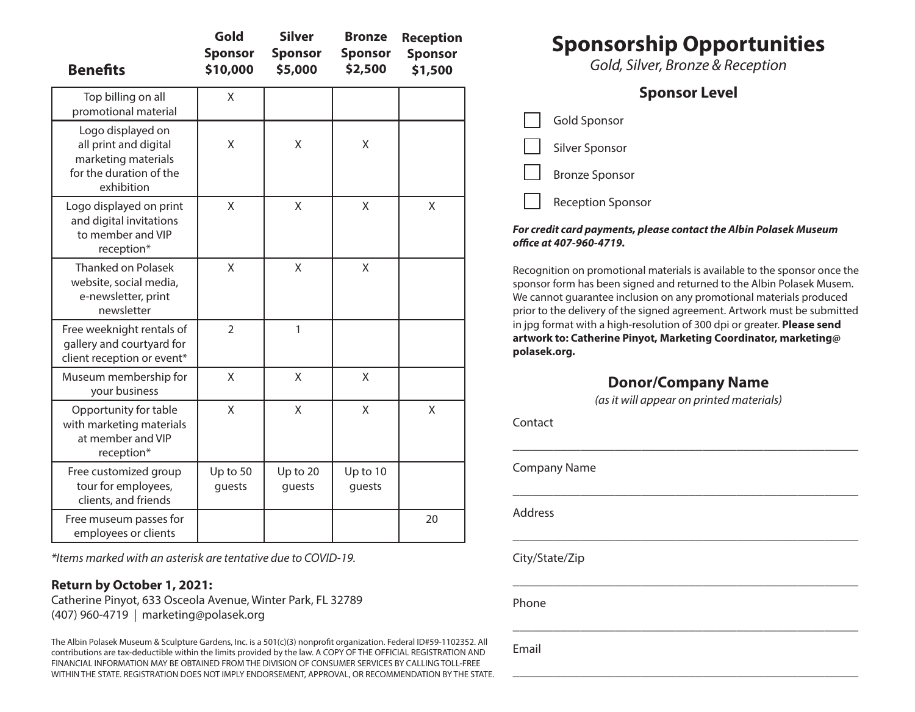| Benefits | Gold Sponsor $10,000 | Silver Sponsor $5,000 | Bronze Sponsor $2,500 | Reception Sponsor $1,500 |
|---|---|---|---|---|
| Top billing on all promotional material | X | | | |
| Logo displayed on all print and digital marketing materials for the duration of the exhibition | X | X | X | |
| Logo displayed on print and digital invitations to member and VIP reception* | X | X | X | X |
| Thanked on Polasek website, social media, e-newsletter, print newsletter | X | X | X | |
| Free weeknight rentals of gallery and courtyard for client reception or event* | 2 | 1 | | |
| Museum membership for your business | X | X | X | |
| Opportunity for table with marketing materials at member and VIP reception* | X | X | X | X |
| Free customized group tour for employees, clients, and friends | Up to 50 guests | Up to 20 guests | Up to 10 guests | |
| Free museum passes for employees or clients | | | | 20 |

*Items marked with an asterisk are tentative due to COVID-19.*

**Return by October 1, 2021:**
Catherine Pinyot, 633 Osceola Avenue, Winter Park, FL 32789
(407) 960-4719 | marketing@polasek.org

The Albin Polasek Museum & Sculpture Gardens, Inc. is a 501(c)(3) nonprofit organization. Federal ID#59-1102352. All contributions are tax-deductible within the limits provided by the law. A COPY OF THE OFFICIAL REGISTRATION AND FINANCIAL INFORMATION MAY BE OBTAINED FROM THE DIVISION OF CONSUMER SERVICES BY CALLING TOLL-FREE WITHIN THE STATE. REGISTRATION DOES NOT IMPLY ENDORSEMENT, APPROVAL, OR RECOMMENDATION BY THE STATE.

# Sponsorship Opportunities

*Gold, Silver, Bronze & Reception*

## Sponsor Level

- ☐ Gold Sponsor
- ☐ Silver Sponsor
- ☐ Bronze Sponsor
- ☐ Reception Sponsor

***For credit card payments, please contact the Albin Polasek Museum office at 407-960-4719.***

Recognition on promotional materials is available to the sponsor once the sponsor form has been signed and returned to the Albin Polasek Musem. We cannot guarantee inclusion on any promotional materials produced prior to the delivery of the signed agreement. Artwork must be submitted in jpg format with a high-resolution of 300 dpi or greater. **Please send artwork to: Catherine Pinyot, Marketing Coordinator, marketing@polasek.org.**

## Donor/Company Name

*(as it will appear on printed materials)*

Contact

_______________________________________________

Company Name

_______________________________________________

Address

_______________________________________________

City/State/Zip

_______________________________________________

Phone

_______________________________________________

Email

_______________________________________________